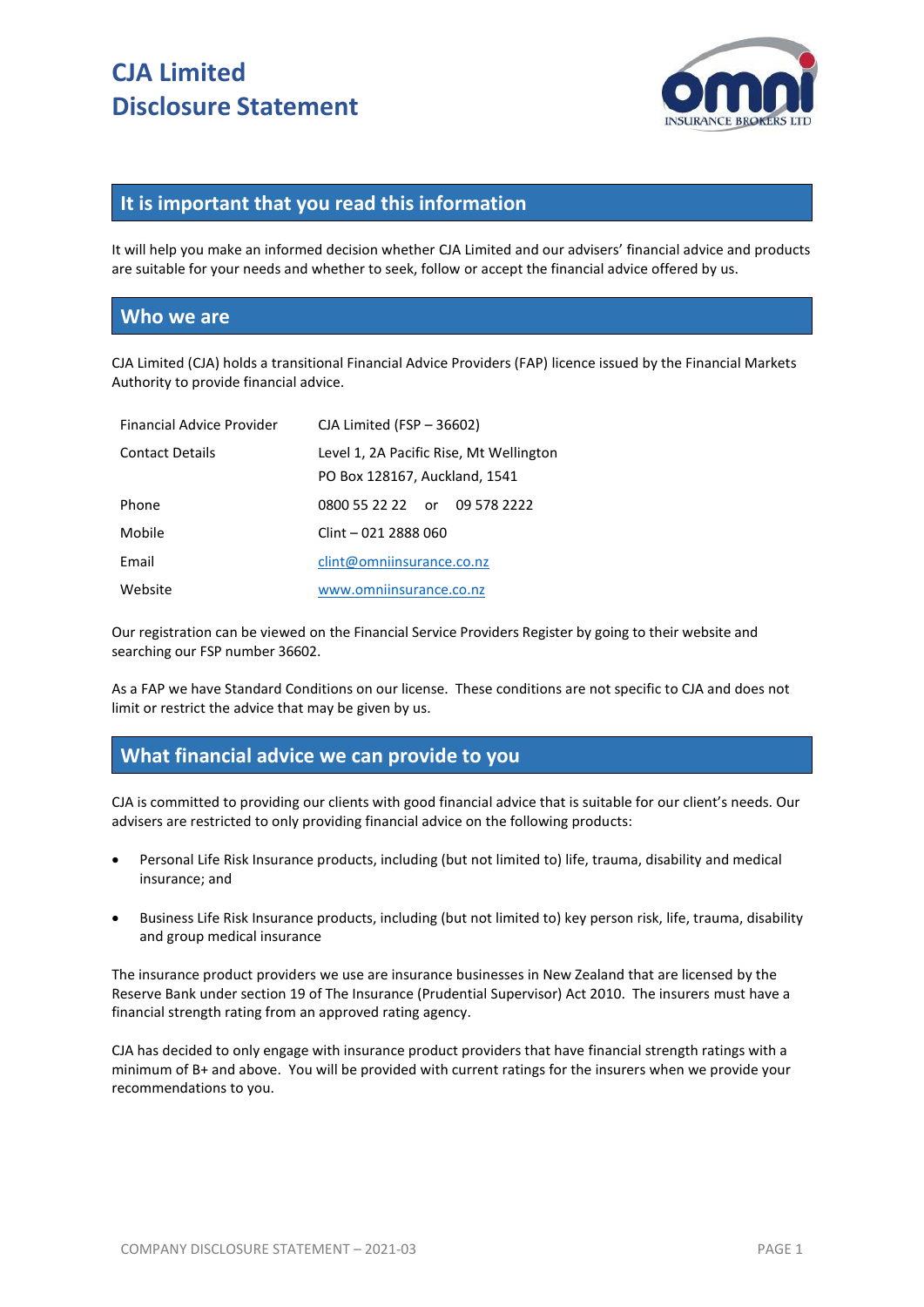# CJA Limited Disclosure Statement

## It is important that you read this information

It will help you make an informed decision whether CJA Limited and our advisers' financial advice and products are suitable for your needs and whether to seek, follow or accept the financial advice offered by us.

## Who we are

CJA Limited (CJA) holds a transitional Financial Advice Providers (FAP) licence issued by the Financial Markets Authority to provide financial advice.

| | |
|---|---|
| Financial Advice Provider | CJA Limited (FSP – 36602) |
| Contact Details | Level 1, 2A Pacific Rise, Mt Wellington<br>PO Box 128167, Auckland, 1541 |
| Phone | 0800 55 22 22 or 09 578 2222 |
| Mobile | Clint – 021 2888 060 |
| Email | clint@omniinsurance.co.nz |
| Website | www.omniinsurance.co.nz |

Our registration can be viewed on the Financial Service Providers Register by going to their website and searching our FSP number 36602.

As a FAP we have Standard Conditions on our license. These conditions are not specific to CJA and does not limit or restrict the advice that may be given by us.

## What financial advice we can provide to you

CJA is committed to providing our clients with good financial advice that is suitable for our client's needs. Our advisers are restricted to only providing financial advice on the following products:

- Personal Life Risk Insurance products, including (but not limited to) life, trauma, disability and medical insurance; and
- Business Life Risk Insurance products, including (but not limited to) key person risk, life, trauma, disability and group medical insurance

The insurance product providers we use are insurance businesses in New Zealand that are licensed by the Reserve Bank under section 19 of The Insurance (Prudential Supervisor) Act 2010. The insurers must have a financial strength rating from an approved rating agency.

CJA has decided to only engage with insurance product providers that have financial strength ratings with a minimum of B+ and above. You will be provided with current ratings for the insurers when we provide your recommendations to you.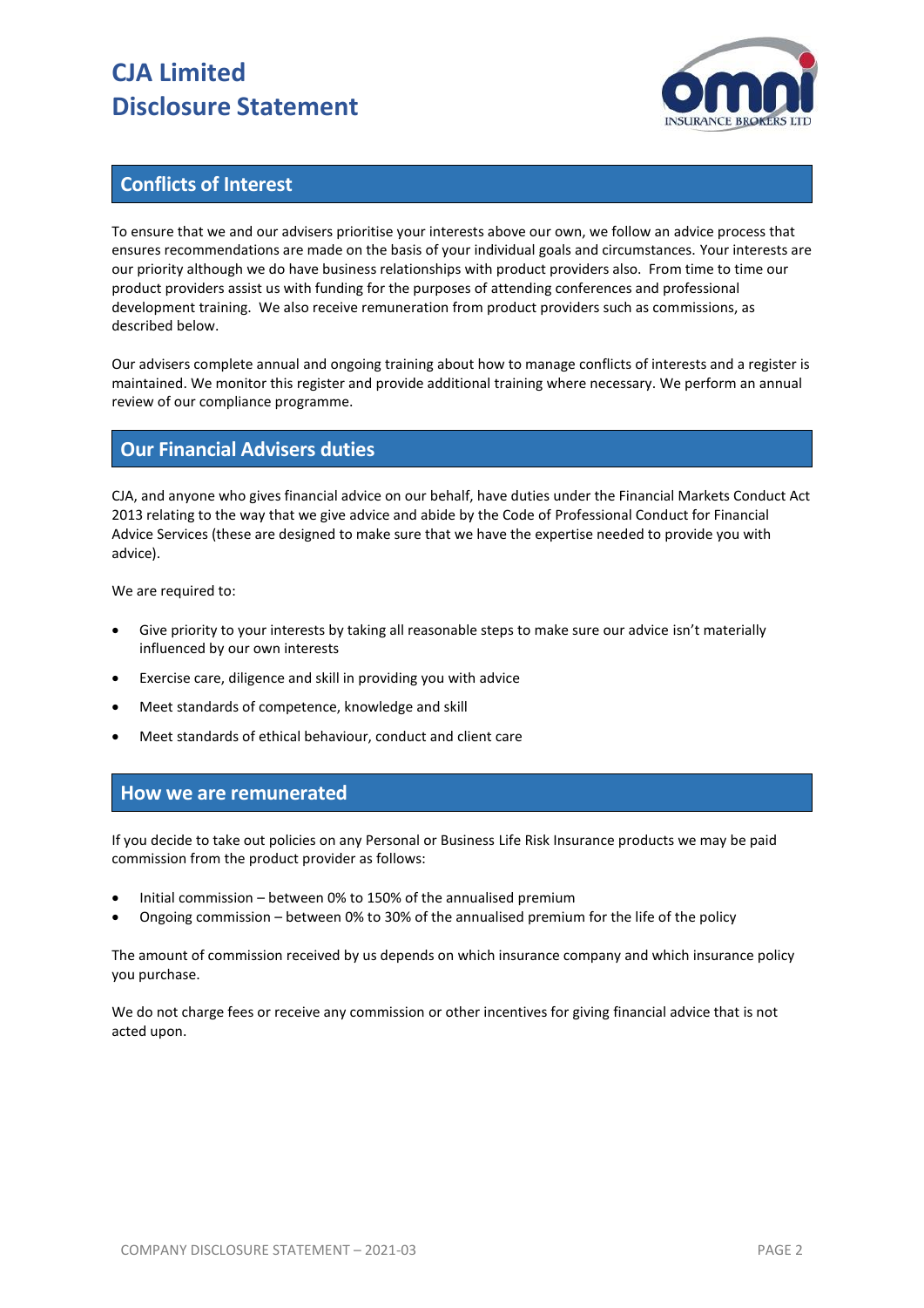# CJA Limited
# Disclosure Statement

## Conflicts of Interest

To ensure that we and our advisers prioritise your interests above our own, we follow an advice process that ensures recommendations are made on the basis of your individual goals and circumstances. Your interests are our priority although we do have business relationships with product providers also. From time to time our product providers assist us with funding for the purposes of attending conferences and professional development training. We also receive remuneration from product providers such as commissions, as described below.

Our advisers complete annual and ongoing training about how to manage conflicts of interests and a register is maintained. We monitor this register and provide additional training where necessary. We perform an annual review of our compliance programme.

## Our Financial Advisers duties

CJA, and anyone who gives financial advice on our behalf, have duties under the Financial Markets Conduct Act 2013 relating to the way that we give advice and abide by the Code of Professional Conduct for Financial Advice Services (these are designed to make sure that we have the expertise needed to provide you with advice).

We are required to:

- Give priority to your interests by taking all reasonable steps to make sure our advice isn't materially influenced by our own interests
- Exercise care, diligence and skill in providing you with advice
- Meet standards of competence, knowledge and skill
- Meet standards of ethical behaviour, conduct and client care

## How we are remunerated

If you decide to take out policies on any Personal or Business Life Risk Insurance products we may be paid commission from the product provider as follows:

- Initial commission – between 0% to 150% of the annualised premium
- Ongoing commission – between 0% to 30% of the annualised premium for the life of the policy

The amount of commission received by us depends on which insurance company and which insurance policy you purchase.

We do not charge fees or receive any commission or other incentives for giving financial advice that is not acted upon.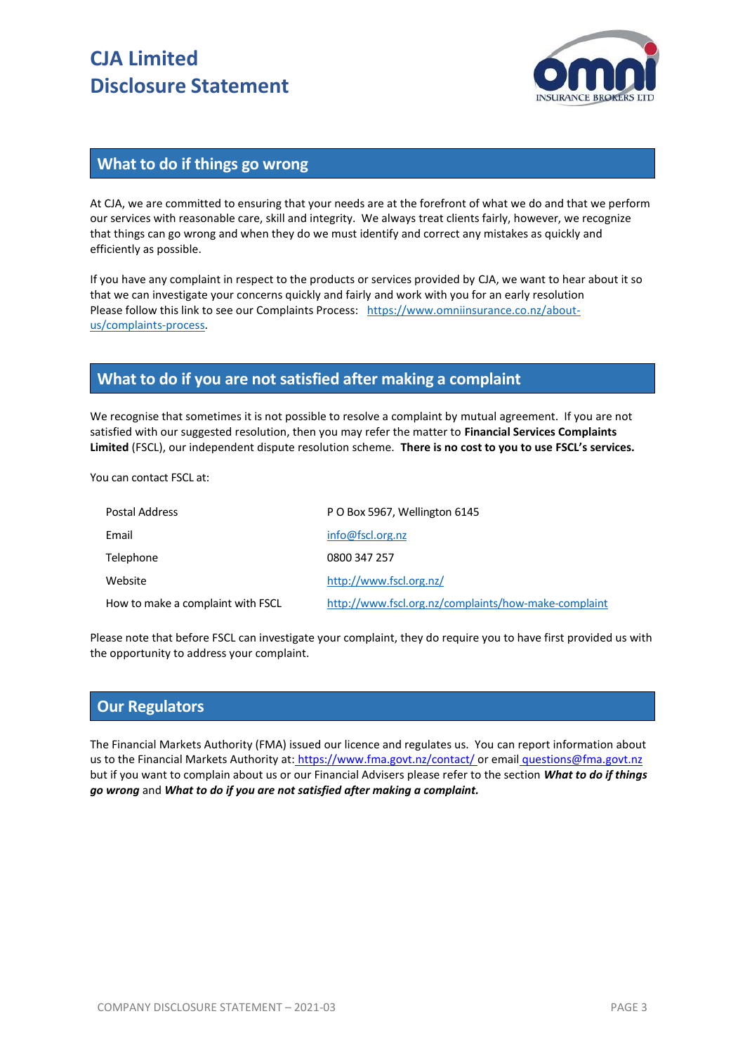# CJA Limited
# Disclosure Statement

## What to do if things go wrong

At CJA, we are committed to ensuring that your needs are at the forefront of what we do and that we perform our services with reasonable care, skill and integrity. We always treat clients fairly, however, we recognize that things can go wrong and when they do we must identify and correct any mistakes as quickly and efficiently as possible.

If you have any complaint in respect to the products or services provided by CJA, we want to hear about it so that we can investigate your concerns quickly and fairly and work with you for an early resolution
Please follow this link to see our Complaints Process: https://www.omniinsurance.co.nz/about-us/complaints-process.

## What to do if you are not satisfied after making a complaint

We recognise that sometimes it is not possible to resolve a complaint by mutual agreement. If you are not satisfied with our suggested resolution, then you may refer the matter to **Financial Services Complaints Limited** (FSCL), our independent dispute resolution scheme. **There is no cost to you to use FSCL's services.**

You can contact FSCL at:

| | |
|---|---|
| Postal Address | P O Box 5967, Wellington 6145 |
| Email | info@fscl.org.nz |
| Telephone | 0800 347 257 |
| Website | http://www.fscl.org.nz/ |
| How to make a complaint with FSCL | http://www.fscl.org.nz/complaints/how-make-complaint |

Please note that before FSCL can investigate your complaint, they do require you to have first provided us with the opportunity to address your complaint.

## Our Regulators

The Financial Markets Authority (FMA) issued our licence and regulates us. You can report information about us to the Financial Markets Authority at: https://www.fma.govt.nz/contact/ or email questions@fma.govt.nz but if you want to complain about us or our Financial Advisers please refer to the section ***What to do if things go wrong*** and ***What to do if you are not satisfied after making a complaint.***